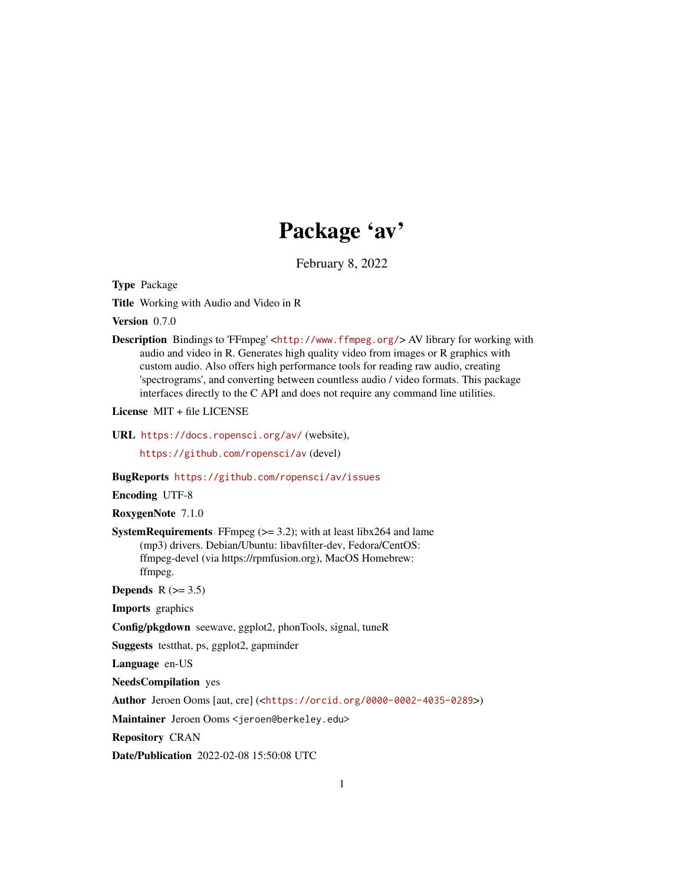# Package 'av'

February 8, 2022

**Type** Package

**Title** Working with Audio and Video in R

**Version** 0.7.0

**Description** Bindings to 'FFmpeg' <http://www.ffmpeg.org/> AV library for working with audio and video in R. Generates high quality video from images or R graphics with custom audio. Also offers high performance tools for reading raw audio, creating 'spectrograms', and converting between countless audio / video formats. This package interfaces directly to the C API and does not require any command line utilities.

**License** MIT + file LICENSE

**URL** https://docs.ropensci.org/av/ (website),
https://github.com/ropensci/av (devel)

**BugReports** https://github.com/ropensci/av/issues

**Encoding** UTF-8

**RoxygenNote** 7.1.0

**SystemRequirements** FFmpeg (>= 3.2); with at least libx264 and lame (mp3) drivers. Debian/Ubuntu: libavfilter-dev, Fedora/CentOS: ffmpeg-devel (via https://rpmfusion.org), MacOS Homebrew: ffmpeg.

**Depends** R (>= 3.5)

**Imports** graphics

**Config/pkgdown** seewave, ggplot2, phonTools, signal, tuneR

**Suggests** testthat, ps, ggplot2, gapminder

**Language** en-US

**NeedsCompilation** yes

**Author** Jeroen Ooms [aut, cre] (<https://orcid.org/0000-0002-4035-0289>)

**Maintainer** Jeroen Ooms <jeroen@berkeley.edu>

**Repository** CRAN

**Date/Publication** 2022-02-08 15:50:08 UTC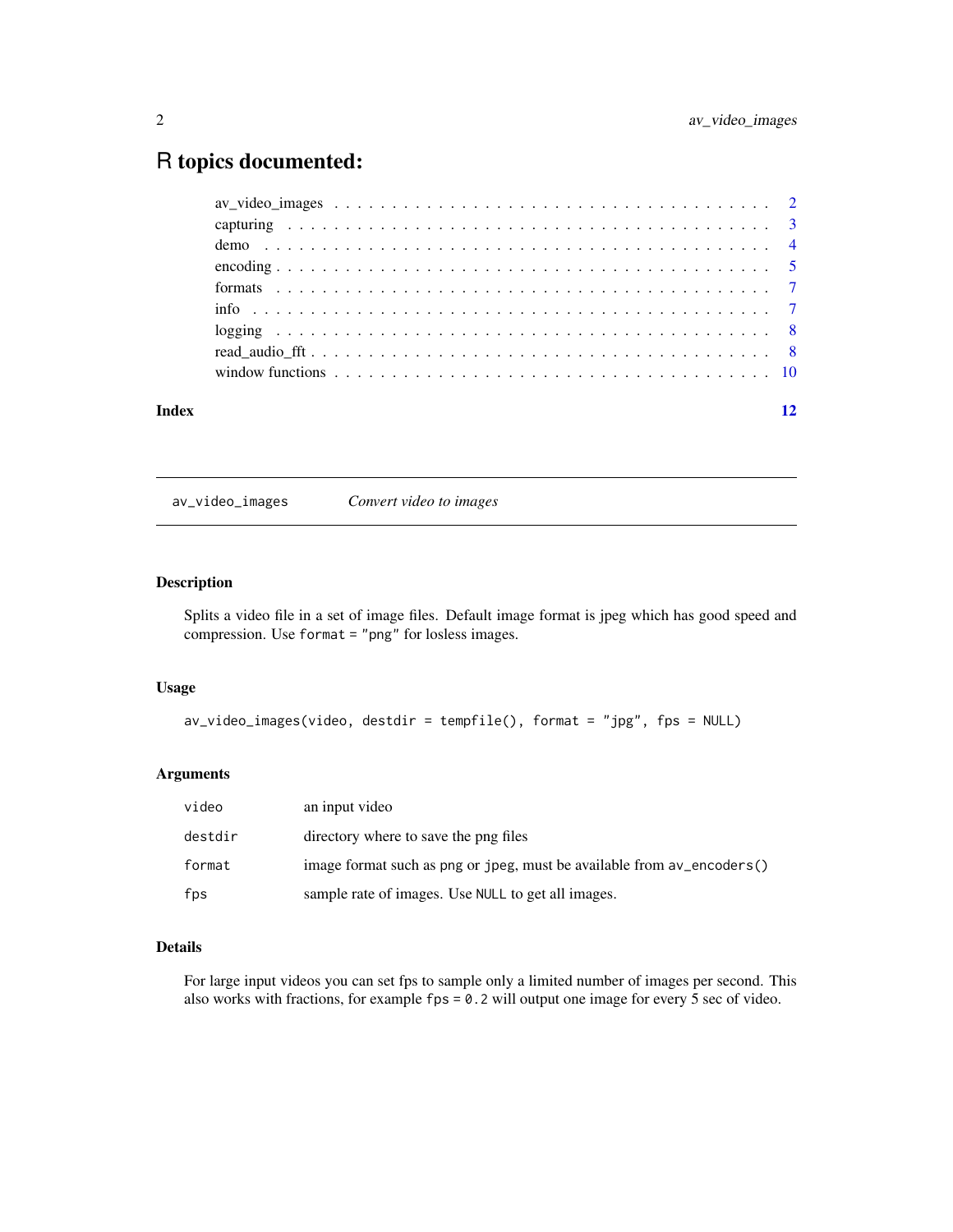# R topics documented:

| | |
|---|---|
| av_video_images | 2 |
| capturing | 3 |
| demo | 4 |
| encoding | 5 |
| formats | 7 |
| info | 7 |
| logging | 8 |
| read_audio_fft | 8 |
| window functions | 10 |
| **Index** | **12** |

---

## av_video_images — *Convert video to images*

### Description

Splits a video file in a set of image files. Default image format is jpeg which has good speed and compression. Use `format = "png"` for losless images.

### Usage

```
av_video_images(video, destdir = tempfile(), format = "jpg", fps = NULL)
```

### Arguments

| | |
|---|---|
| `video` | an input video |
| `destdir` | directory where to save the png files |
| `format` | image format such as `png` or `jpeg`, must be available from `av_encoders()` |
| `fps` | sample rate of images. Use `NULL` to get all images. |

### Details

For large input videos you can set fps to sample only a limited number of images per second. This also works with fractions, for example `fps = 0.2` will output one image for every 5 sec of video.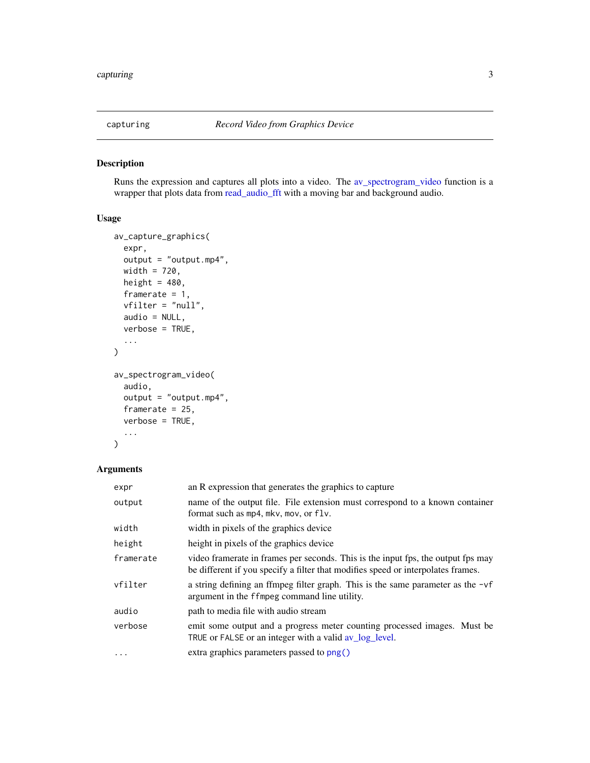# capturing — *Record Video from Graphics Device*

## Description

Runs the expression and captures all plots into a video. The av_spectrogram_video function is a wrapper that plots data from read_audio_fft with a moving bar and background audio.

## Usage

```
av_capture_graphics(
  expr,
  output = "output.mp4",
  width = 720,
  height = 480,
  framerate = 1,
  vfilter = "null",
  audio = NULL,
  verbose = TRUE,
  ...
)

av_spectrogram_video(
  audio,
  output = "output.mp4",
  framerate = 25,
  verbose = TRUE,
  ...
)
```

## Arguments

| Argument | Description |
|---|---|
| `expr` | an R expression that generates the graphics to capture |
| `output` | name of the output file. File extension must correspond to a known container format such as `mp4`, `mkv`, `mov`, or `flv`. |
| `width` | width in pixels of the graphics device |
| `height` | height in pixels of the graphics device |
| `framerate` | video framerate in frames per seconds. This is the input fps, the output fps may be different if you specify a filter that modifies speed or interpolates frames. |
| `vfilter` | a string defining an ffmpeg filter graph. This is the same parameter as the `-vf` argument in the `ffmpeg` command line utility. |
| `audio` | path to media file with audio stream |
| `verbose` | emit some output and a progress meter counting processed images. Must be `TRUE` or `FALSE` or an integer with a valid av_log_level. |
| `...` | extra graphics parameters passed to `png()` |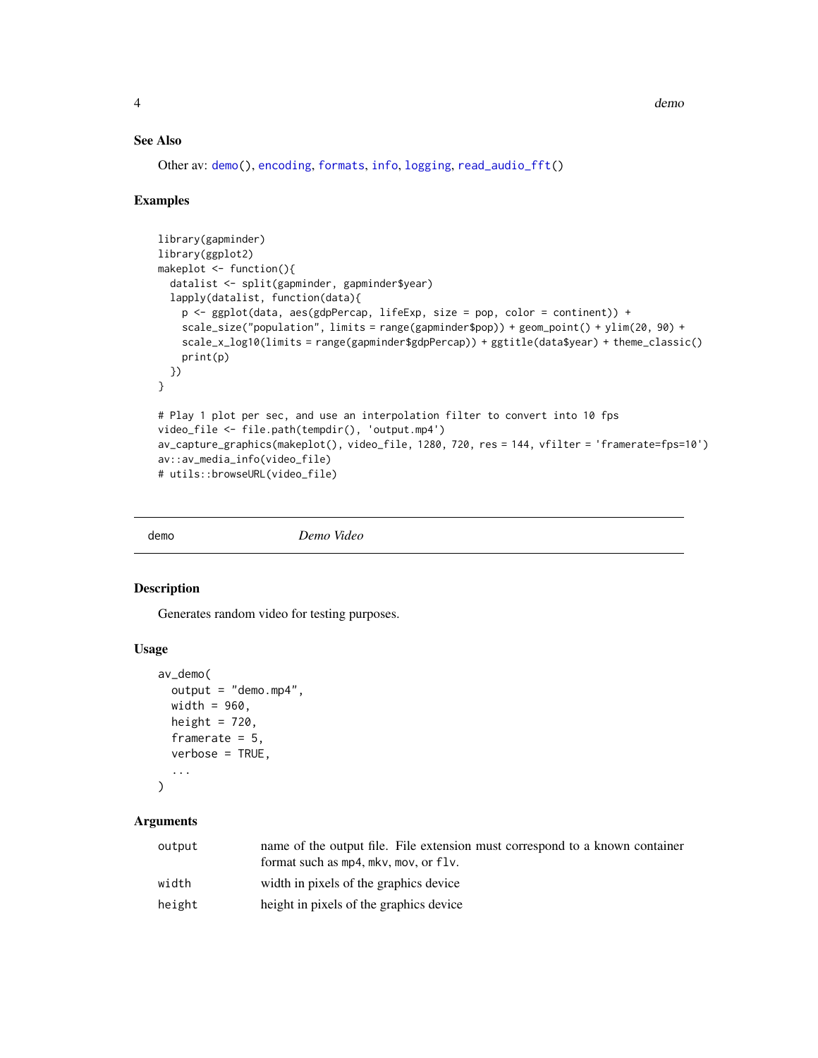### See Also

Other av: `demo()`, `encoding`, `formats`, `info`, `logging`, `read_audio_fft()`

### Examples

```
library(gapminder)
library(ggplot2)
makeplot <- function(){
  datalist <- split(gapminder, gapminder$year)
  lapply(datalist, function(data){
    p <- ggplot(data, aes(gdpPercap, lifeExp, size = pop, color = continent)) +
    scale_size("population", limits = range(gapminder$pop)) + geom_point() + ylim(20, 90) +
    scale_x_log10(limits = range(gapminder$gdpPercap)) + ggtitle(data$year) + theme_classic()
    print(p)
  })
}

# Play 1 plot per sec, and use an interpolation filter to convert into 10 fps
video_file <- file.path(tempdir(), 'output.mp4')
av_capture_graphics(makeplot(), video_file, 1280, 720, res = 144, vfilter = 'framerate=fps=10')
av::av_media_info(video_file)
# utils::browseURL(video_file)
```

---

## demo — *Demo Video*

---

### Description

Generates random video for testing purposes.

### Usage

```
av_demo(
  output = "demo.mp4",
  width = 960,
  height = 720,
  framerate = 5,
  verbose = TRUE,
  ...
)
```

### Arguments

| | |
|---|---|
| `output` | name of the output file. File extension must correspond to a known container format such as `mp4`, `mkv`, `mov`, or `flv`. |
| `width` | width in pixels of the graphics device |
| `height` | height in pixels of the graphics device |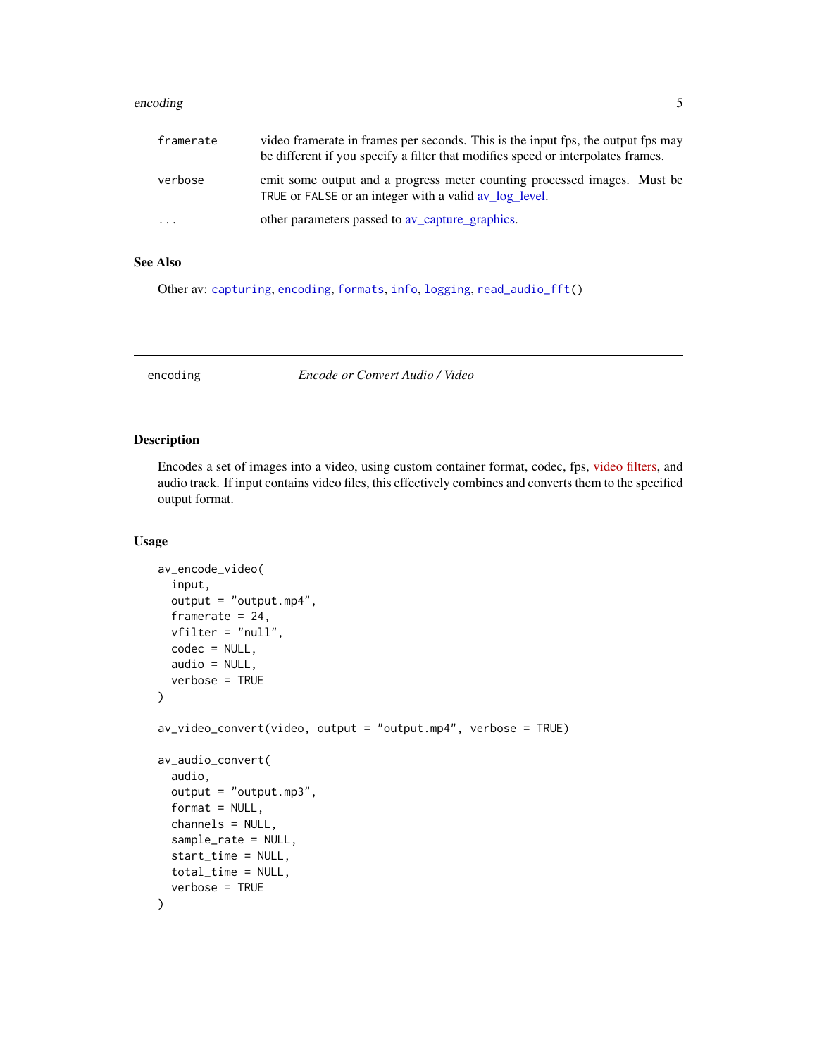| | |
|---|---|
| `framerate` | video framerate in frames per seconds. This is the input fps, the output fps may be different if you specify a filter that modifies speed or interpolates frames. |
| `verbose` | emit some output and a progress meter counting processed images. Must be `TRUE` or `FALSE` or an integer with a valid av_log_level. |
| `...` | other parameters passed to av_capture_graphics. |

### See Also

Other av: `capturing`, `encoding`, `formats`, `info`, `logging`, `read_audio_fft()`

---

## `encoding` — *Encode or Convert Audio / Video*

---

### Description

Encodes a set of images into a video, using custom container format, codec, fps, video filters, and audio track. If input contains video files, this effectively combines and converts them to the specified output format.

### Usage

```
av_encode_video(
  input,
  output = "output.mp4",
  framerate = 24,
  vfilter = "null",
  codec = NULL,
  audio = NULL,
  verbose = TRUE
)

av_video_convert(video, output = "output.mp4", verbose = TRUE)

av_audio_convert(
  audio,
  output = "output.mp3",
  format = NULL,
  channels = NULL,
  sample_rate = NULL,
  start_time = NULL,
  total_time = NULL,
  verbose = TRUE
)
```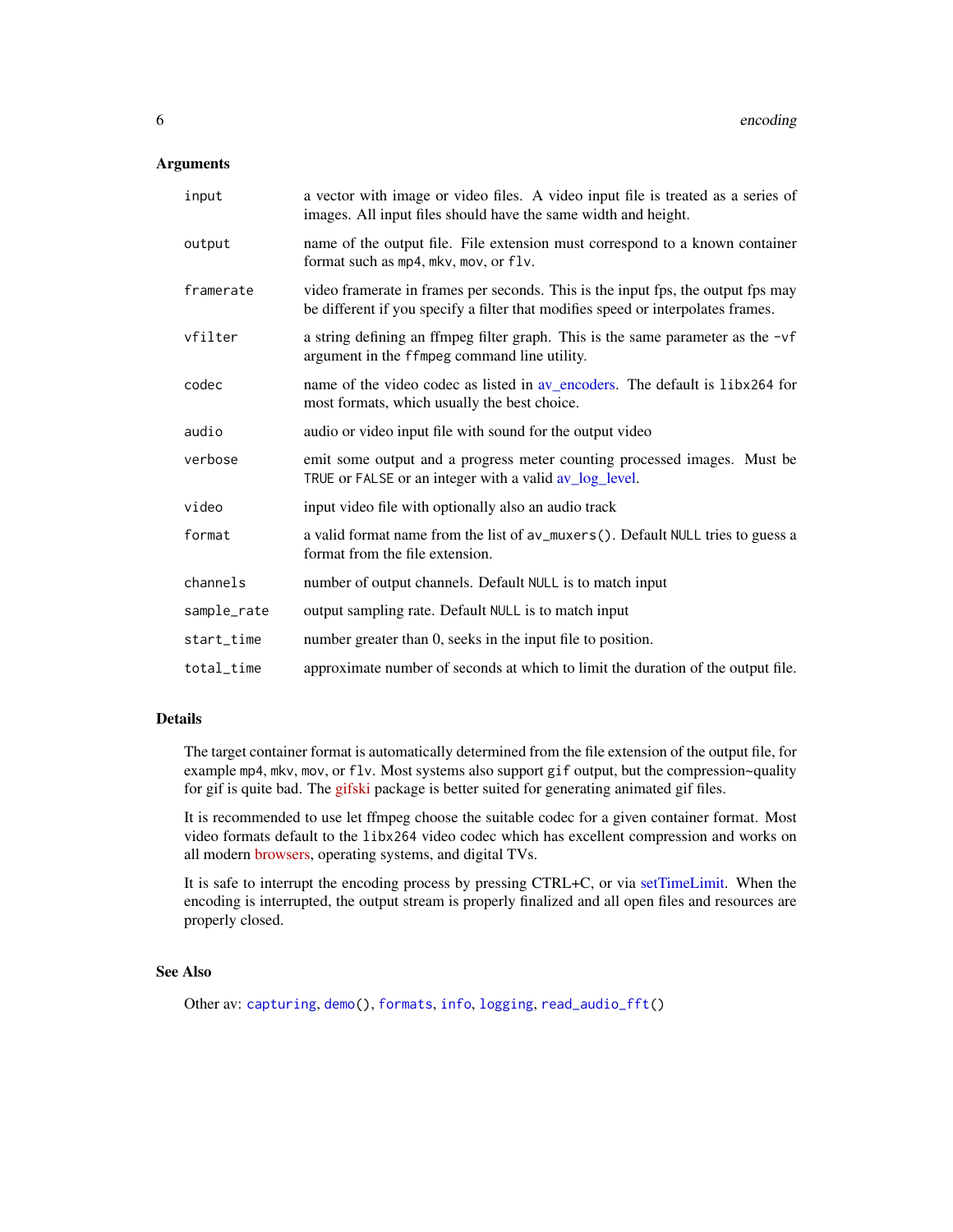## Arguments

| | |
|---|---|
| `input` | a vector with image or video files. A video input file is treated as a series of images. All input files should have the same width and height. |
| `output` | name of the output file. File extension must correspond to a known container format such as `mp4`, `mkv`, `mov`, or `flv`. |
| `framerate` | video framerate in frames per seconds. This is the input fps, the output fps may be different if you specify a filter that modifies speed or interpolates frames. |
| `vfilter` | a string defining an ffmpeg filter graph. This is the same parameter as the `-vf` argument in the `ffmpeg` command line utility. |
| `codec` | name of the video codec as listed in av_encoders. The default is `libx264` for most formats, which usually the best choice. |
| `audio` | audio or video input file with sound for the output video |
| `verbose` | emit some output and a progress meter counting processed images. Must be `TRUE` or `FALSE` or an integer with a valid av_log_level. |
| `video` | input video file with optionally also an audio track |
| `format` | a valid format name from the list of `av_muxers()`. Default `NULL` tries to guess a format from the file extension. |
| `channels` | number of output channels. Default `NULL` is to match input |
| `sample_rate` | output sampling rate. Default `NULL` is to match input |
| `start_time` | number greater than 0, seeks in the input file to position. |
| `total_time` | approximate number of seconds at which to limit the duration of the output file. |

## Details

The target container format is automatically determined from the file extension of the output file, for example `mp4`, `mkv`, `mov`, or `flv`. Most systems also support `gif` output, but the compression~quality for gif is quite bad. The gifski package is better suited for generating animated gif files.

It is recommended to use let ffmpeg choose the suitable codec for a given container format. Most video formats default to the `libx264` video codec which has excellent compression and works on all modern browsers, operating systems, and digital TVs.

It is safe to interrupt the encoding process by pressing CTRL+C, or via setTimeLimit. When the encoding is interrupted, the output stream is properly finalized and all open files and resources are properly closed.

## See Also

Other av: `capturing`, `demo()`, `formats`, `info`, `logging`, `read_audio_fft()`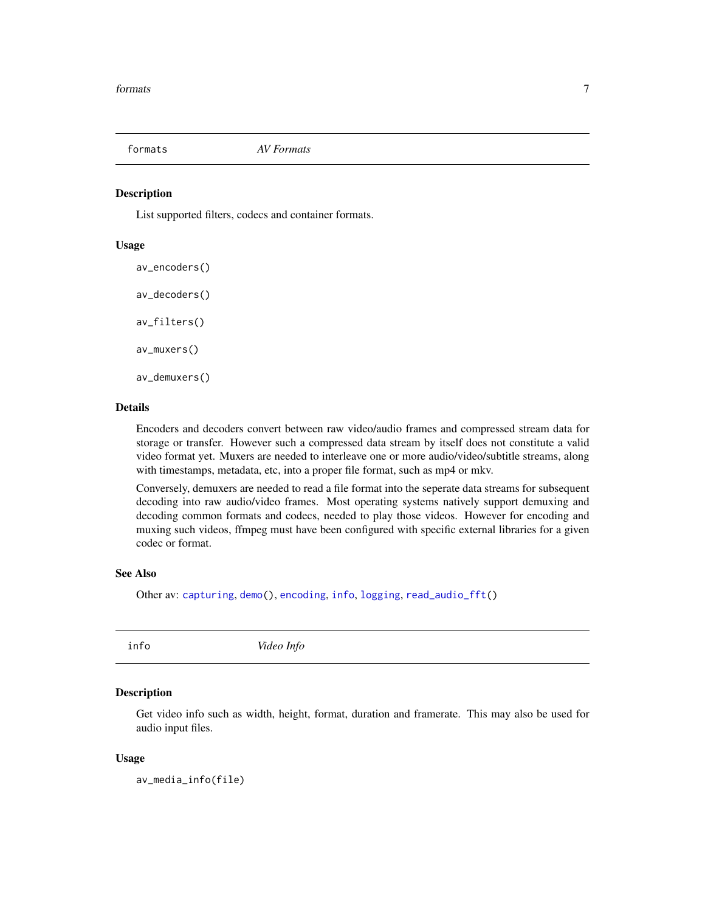## formats — *AV Formats*

### Description

List supported filters, codecs and container formats.

### Usage

```
av_encoders()

av_decoders()

av_filters()

av_muxers()

av_demuxers()
```

### Details

Encoders and decoders convert between raw video/audio frames and compressed stream data for storage or transfer. However such a compressed data stream by itself does not constitute a valid video format yet. Muxers are needed to interleave one or more audio/video/subtitle streams, along with timestamps, metadata, etc, into a proper file format, such as mp4 or mkv.

Conversely, demuxers are needed to read a file format into the seperate data streams for subsequent decoding into raw audio/video frames. Most operating systems natively support demuxing and decoding common formats and codecs, needed to play those videos. However for encoding and muxing such videos, ffmpeg must have been configured with specific external libraries for a given codec or format.

### See Also

Other av: `capturing`, `demo()`, `encoding`, `info`, `logging`, `read_audio_fft()`

## info — *Video Info*

### Description

Get video info such as width, height, format, duration and framerate. This may also be used for audio input files.

### Usage

```
av_media_info(file)
```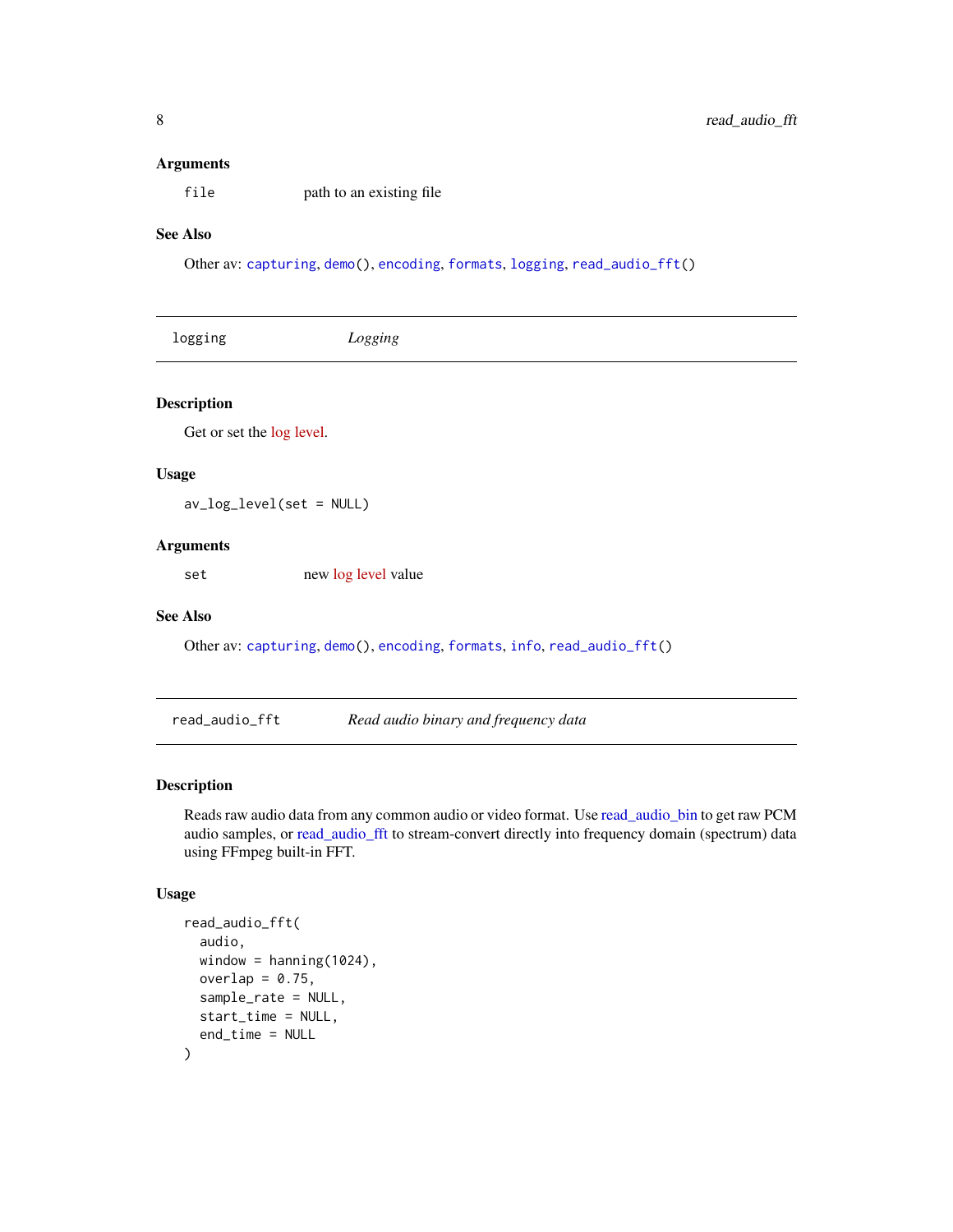### Arguments

`file` path to an existing file

### See Also

Other av: `capturing`, `demo()`, `encoding`, `formats`, `logging`, `read_audio_fft()`

---

## logging — *Logging*

---

### Description

Get or set the log level.

### Usage

```
av_log_level(set = NULL)
```

### Arguments

`set` new log level value

### See Also

Other av: `capturing`, `demo()`, `encoding`, `formats`, `info`, `read_audio_fft()`

---

## read_audio_fft — *Read audio binary and frequency data*

---

### Description

Reads raw audio data from any common audio or video format. Use read_audio_bin to get raw PCM audio samples, or read_audio_fft to stream-convert directly into frequency domain (spectrum) data using FFmpeg built-in FFT.

### Usage

```
read_audio_fft(
  audio,
  window = hanning(1024),
  overlap = 0.75,
  sample_rate = NULL,
  start_time = NULL,
  end_time = NULL
)
```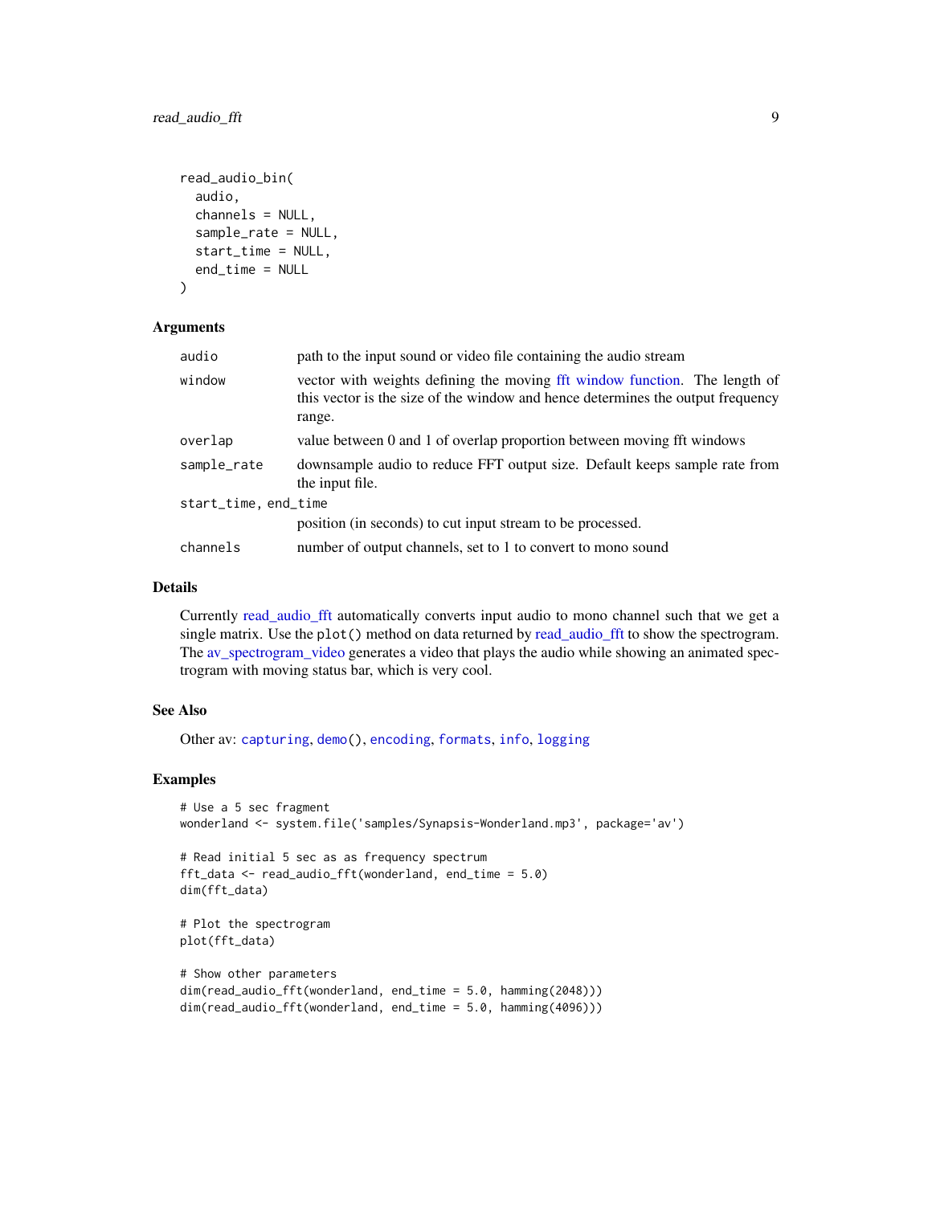```
read_audio_bin(
  audio,
  channels = NULL,
  sample_rate = NULL,
  start_time = NULL,
  end_time = NULL
)
```

### Arguments

| | |
|---|---|
| `audio` | path to the input sound or video file containing the audio stream |
| `window` | vector with weights defining the moving fft window function. The length of this vector is the size of the window and hence determines the output frequency range. |
| `overlap` | value between 0 and 1 of overlap proportion between moving fft windows |
| `sample_rate` | downsample audio to reduce FFT output size. Default keeps sample rate from the input file. |
| `start_time, end_time` | position (in seconds) to cut input stream to be processed. |
| `channels` | number of output channels, set to 1 to convert to mono sound |

### Details

Currently read_audio_fft automatically converts input audio to mono channel such that we get a single matrix. Use the `plot()` method on data returned by read_audio_fft to show the spectrogram. The av_spectrogram_video generates a video that plays the audio while showing an animated spectrogram with moving status bar, which is very cool.

### See Also

Other av: `capturing`, `demo()`, `encoding`, `formats`, `info`, `logging`

### Examples

```
# Use a 5 sec fragment
wonderland <- system.file('samples/Synapsis-Wonderland.mp3', package='av')

# Read initial 5 sec as as frequency spectrum
fft_data <- read_audio_fft(wonderland, end_time = 5.0)
dim(fft_data)

# Plot the spectrogram
plot(fft_data)

# Show other parameters
dim(read_audio_fft(wonderland, end_time = 5.0, hamming(2048)))
dim(read_audio_fft(wonderland, end_time = 5.0, hamming(4096)))
```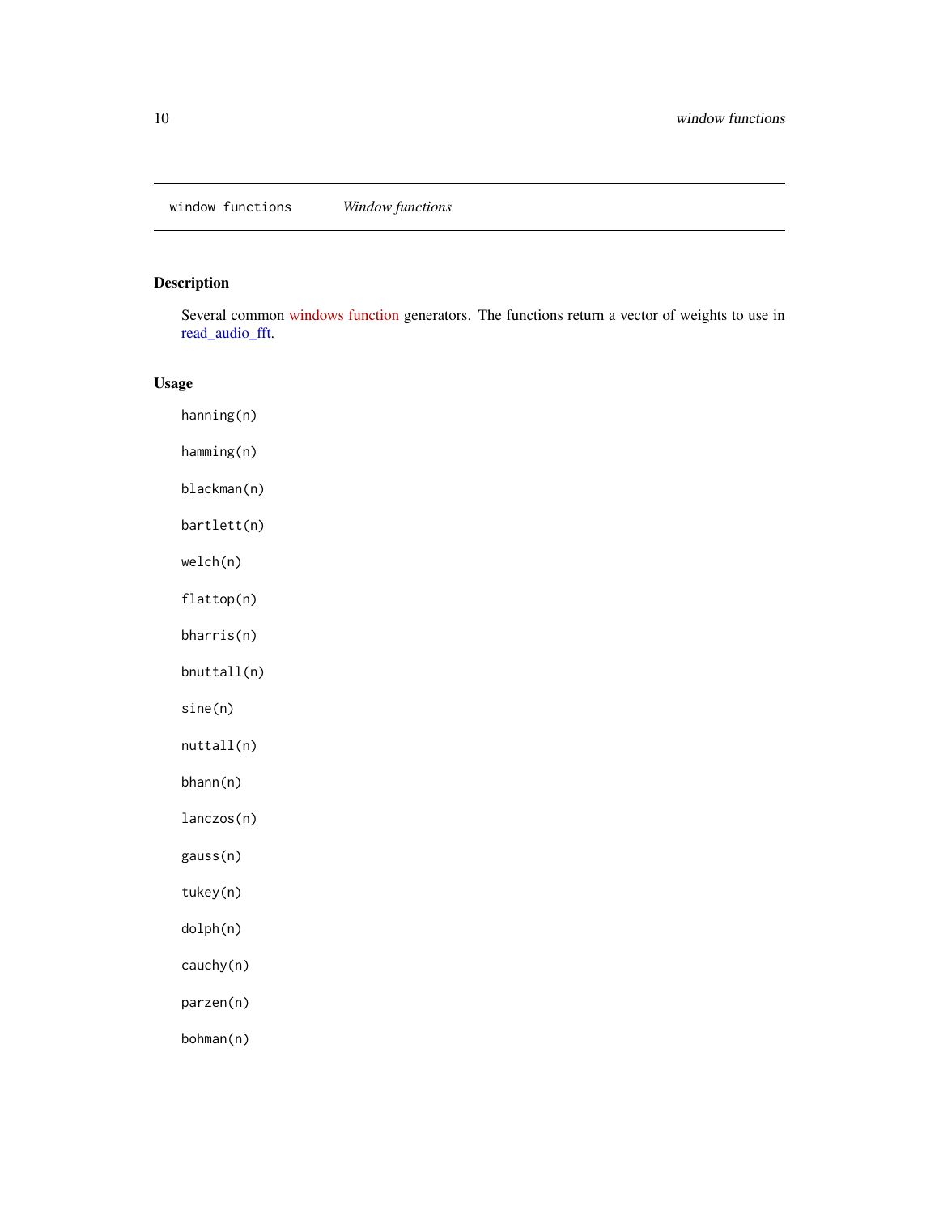window functions *Window functions*

## Description

Several common windows function generators. The functions return a vector of weights to use in read_audio_fft.

## Usage

```
hanning(n)

hamming(n)

blackman(n)

bartlett(n)

welch(n)

flattop(n)

bharris(n)

bnuttall(n)

sine(n)

nuttall(n)

bhann(n)

lanczos(n)

gauss(n)

tukey(n)

dolph(n)

cauchy(n)

parzen(n)

bohman(n)
```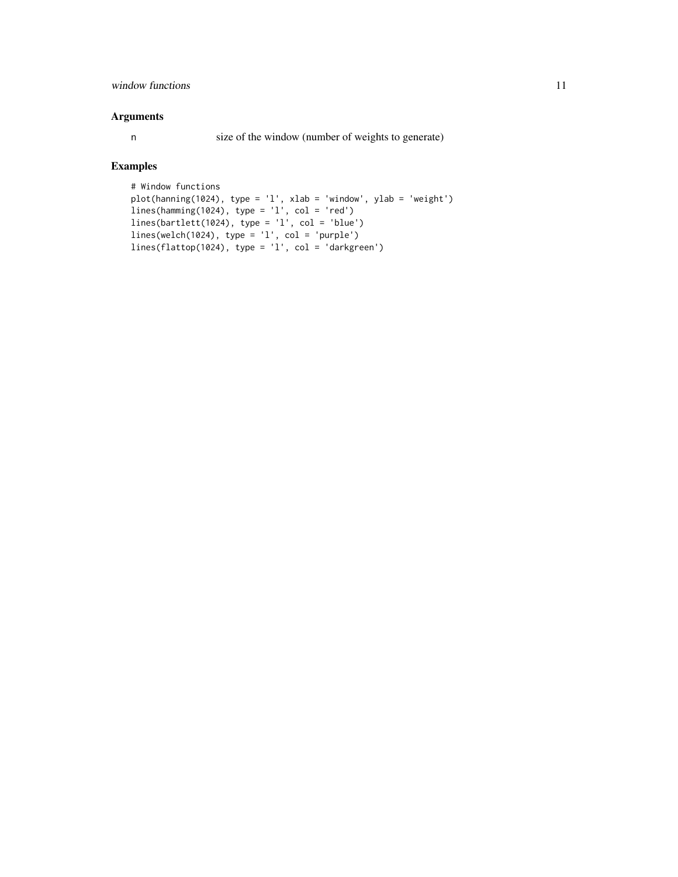### Arguments

n size of the window (number of weights to generate)

### Examples

```
# Window functions
plot(hanning(1024), type = 'l', xlab = 'window', ylab = 'weight')
lines(hamming(1024), type = 'l', col = 'red')
lines(bartlett(1024), type = 'l', col = 'blue')
lines(welch(1024), type = 'l', col = 'purple')
lines(flattop(1024), type = 'l', col = 'darkgreen')
```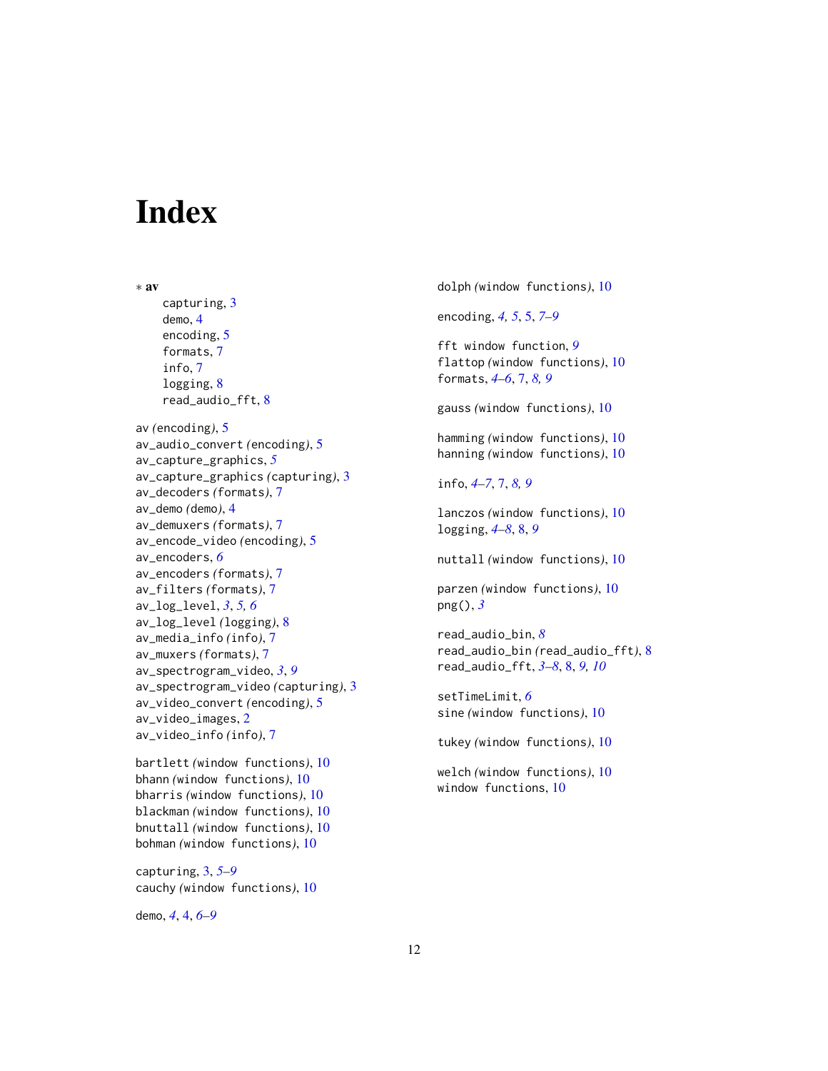# Index

\* **av**

capturing, 3
demo, 4
encoding, 5
formats, 7
info, 7
logging, 8
read_audio_fft, 8

av *(encoding)*, 5
av_audio_convert *(encoding)*, 5
av_capture_graphics, *5*
av_capture_graphics *(capturing)*, 3
av_decoders *(formats)*, 7
av_demo *(demo)*, 4
av_demuxers *(formats)*, 7
av_encode_video *(encoding)*, 5
av_encoders, *6*
av_encoders *(formats)*, 7
av_filters *(formats)*, 7
av_log_level, *3*, *5, 6*
av_log_level *(logging)*, 8
av_media_info *(info)*, 7
av_muxers *(formats)*, 7
av_spectrogram_video, *3*, *9*
av_spectrogram_video *(capturing)*, 3
av_video_convert *(encoding)*, 5
av_video_images, 2
av_video_info *(info)*, 7

bartlett *(window functions)*, 10
bhann *(window functions)*, 10
bharris *(window functions)*, 10
blackman *(window functions)*, 10
bnuttall *(window functions)*, 10
bohman *(window functions)*, 10

capturing, 3, *5–9*
cauchy *(window functions)*, 10

demo, *4*, 4, *6–9*
dolph *(window functions)*, 10

encoding, *4, 5*, 5, *7–9*

fft window function, *9*
flattop *(window functions)*, 10
formats, *4–6*, 7, *8, 9*

gauss *(window functions)*, 10

hamming *(window functions)*, 10
hanning *(window functions)*, 10

info, *4–7*, 7, *8, 9*

lanczos *(window functions)*, 10
logging, *4–8*, 8, *9*

nuttall *(window functions)*, 10

parzen *(window functions)*, 10
png(), *3*

read_audio_bin, *8*
read_audio_bin *(read_audio_fft)*, 8
read_audio_fft, *3–8*, 8, *9, 10*

setTimeLimit, *6*
sine *(window functions)*, 10

tukey *(window functions)*, 10

welch *(window functions)*, 10
window functions, 10